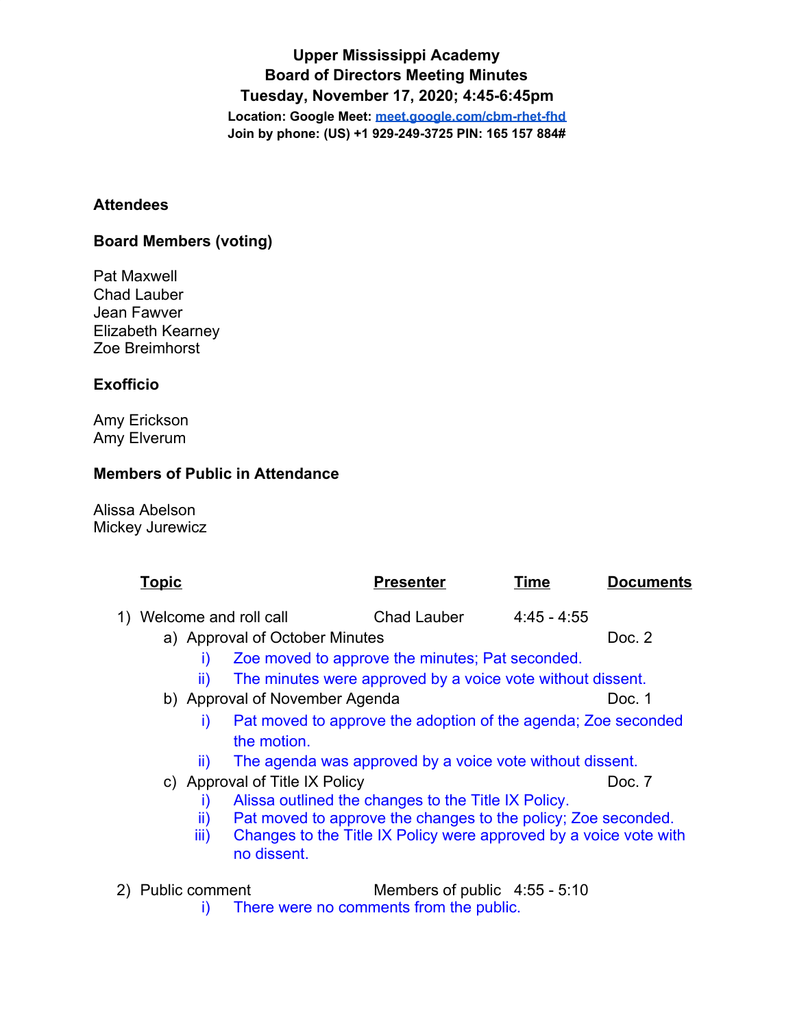**Upper Mississippi Academy**
**Board of Directors Meeting Minutes**
**Tuesday, November 17, 2020; 4:45-6:45pm**
**Location: Google Meet: [meet.google.com/cbm-rhet-fhd](meet.google.com/cbm-rhet-fhd)**
**Join by phone: (US) +1 929-249-3725 PIN: 165 157 884#**

### Attendees

### Board Members (voting)

Pat Maxwell
Chad Lauber
Jean Fawver
Elizabeth Kearney
Zoe Breimhorst

### Exofficio

Amy Erickson
Amy Elverum

### Members of Public in Attendance

Alissa Abelson
Mickey Jurewicz

| Topic | Presenter | Time | Documents |
|---|---|---|---|
| 1) Welcome and roll call | Chad Lauber | 4:45 - 4:55 | |

1) Welcome and roll call
   a) Approval of October Minutes — Doc. 2
      i) Zoe moved to approve the minutes; Pat seconded.
      ii) The minutes were approved by a voice vote without dissent.
   b) Approval of November Agenda — Doc. 1
      i) Pat moved to approve the adoption of the agenda; Zoe seconded the motion.
      ii) The agenda was approved by a voice vote without dissent.
   c) Approval of Title IX Policy — Doc. 7
      i) Alissa outlined the changes to the Title IX Policy.
      ii) Pat moved to approve the changes to the policy; Zoe seconded.
      iii) Changes to the Title IX Policy were approved by a voice vote with no dissent.

| Topic | Presenter | Time | Documents |
|---|---|---|---|
| 2) Public comment | Members of public | 4:55 - 5:10 | |

2) Public comment
      i) There were no comments from the public.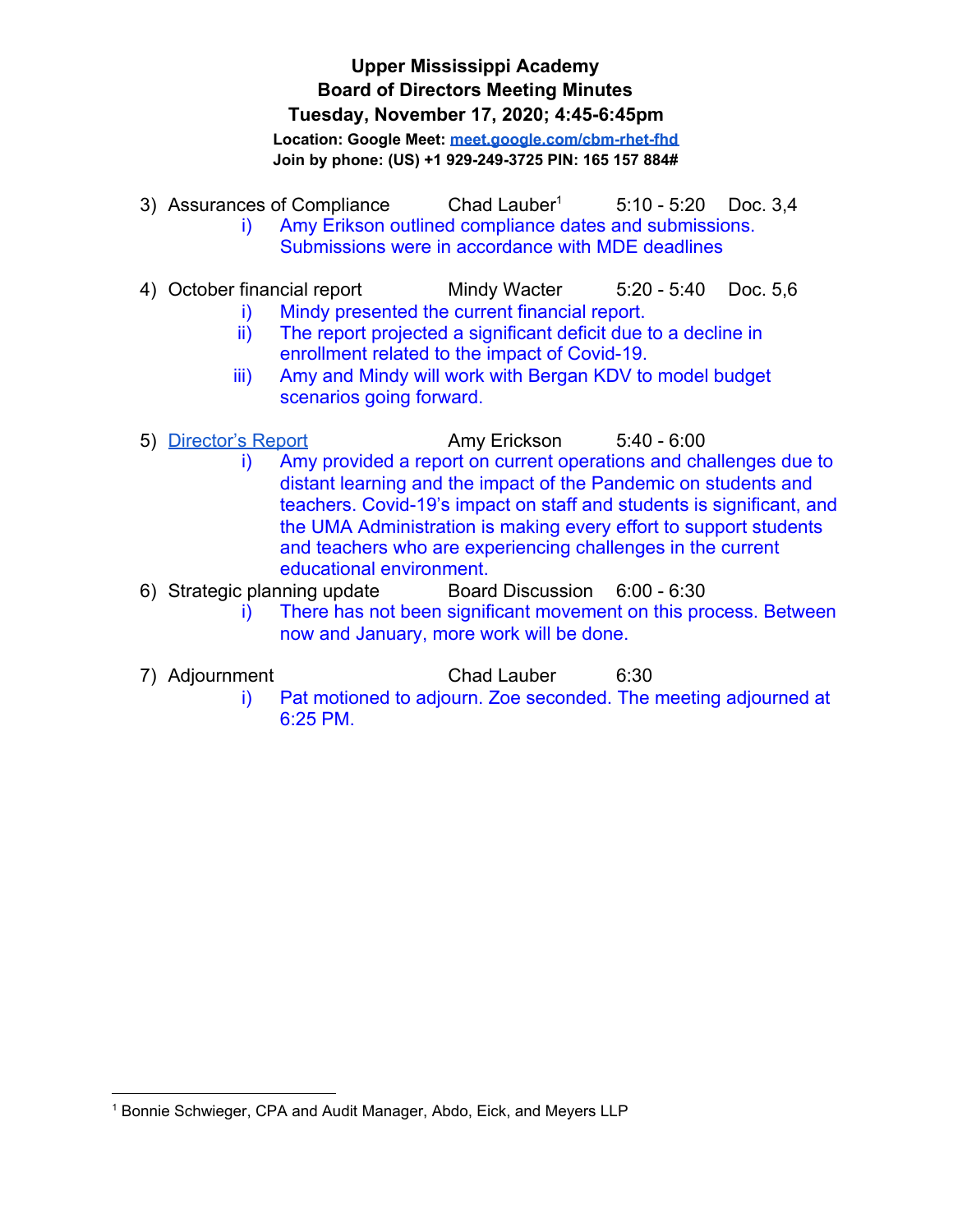**Upper Mississippi Academy**
**Board of Directors Meeting Minutes**
**Tuesday, November 17, 2020; 4:45-6:45pm**

**Location: Google Meet: meet.google.com/cbm-rhet-fhd**
**Join by phone: (US) +1 929-249-3725 PIN: 165 157 884#**

3) Assurances of Compliance    Chad Lauber[1]    5:10 - 5:20    Doc. 3,4
   i) Amy Erikson outlined compliance dates and submissions. Submissions were in accordance with MDE deadlines

4) October financial report    Mindy Wacter    5:20 - 5:40    Doc. 5,6
   i) Mindy presented the current financial report.
   ii) The report projected a significant deficit due to a decline in enrollment related to the impact of Covid-19.
   iii) Amy and Mindy will work with Bergan KDV to model budget scenarios going forward.

5) Director's Report    Amy Erickson    5:40 - 6:00
   i) Amy provided a report on current operations and challenges due to distant learning and the impact of the Pandemic on students and teachers. Covid-19's impact on staff and students is significant, and the UMA Administration is making every effort to support students and teachers who are experiencing challenges in the current educational environment.

6) Strategic planning update    Board Discussion    6:00 - 6:30
   i) There has not been significant movement on this process. Between now and January, more work will be done.

7) Adjournment    Chad Lauber    6:30
   i) Pat motioned to adjourn. Zoe seconded. The meeting adjourned at 6:25 PM.

[1] Bonnie Schwieger, CPA and Audit Manager, Abdo, Eick, and Meyers LLP